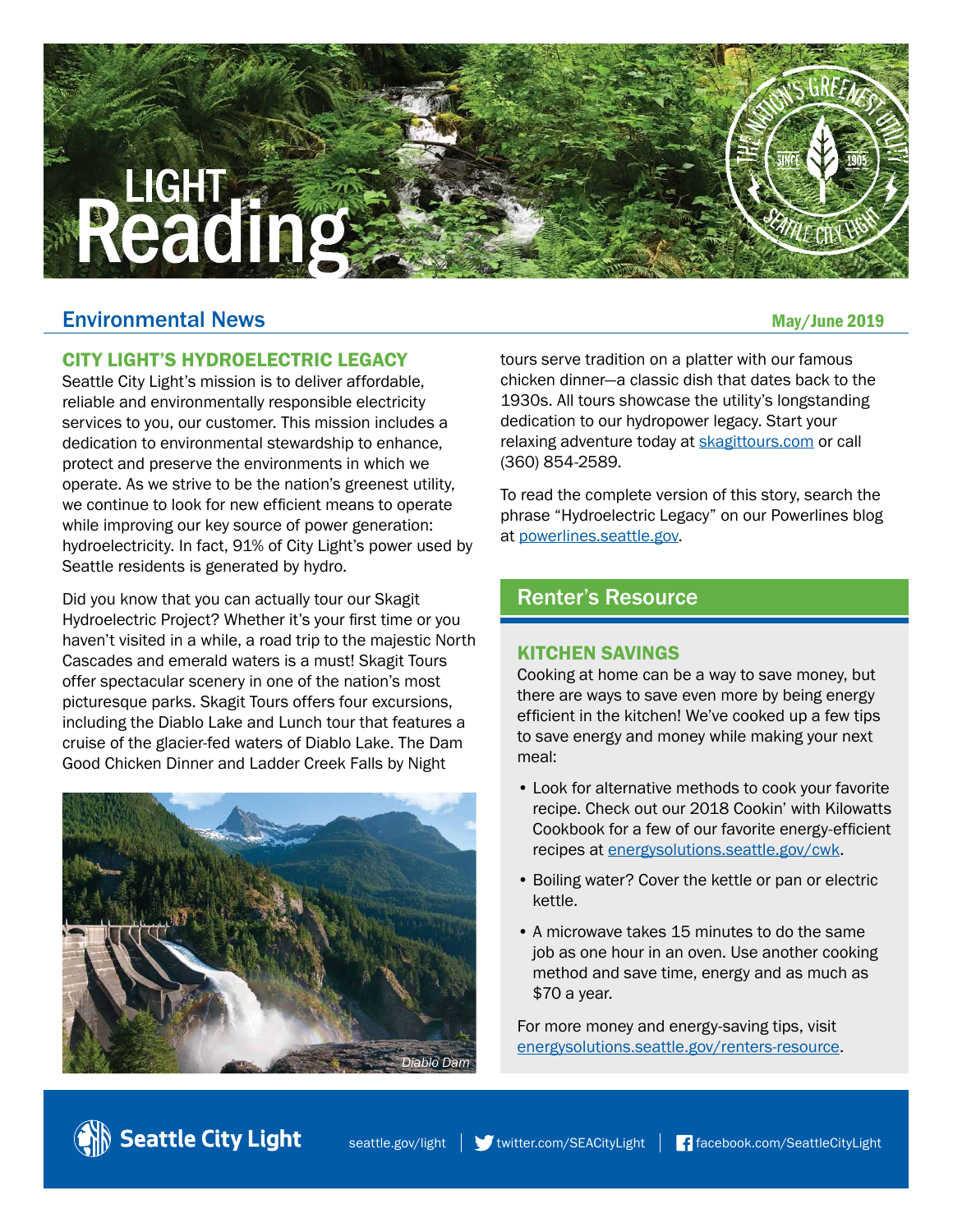# LIGHT Reading

## Environmental News

May/June 2019

### CITY LIGHT'S HYDROELECTRIC LEGACY

Seattle City Light's mission is to deliver affordable, reliable and environmentally responsible electricity services to you, our customer. This mission includes a dedication to environmental stewardship to enhance, protect and preserve the environments in which we operate. As we strive to be the nation's greenest utility, we continue to look for new efficient means to operate while improving our key source of power generation: hydroelectricity. In fact, 91% of City Light's power used by Seattle residents is generated by hydro.

Did you know that you can actually tour our Skagit Hydroelectric Project? Whether it's your first time or you haven't visited in a while, a road trip to the majestic North Cascades and emerald waters is a must! Skagit Tours offer spectacular scenery in one of the nation's most picturesque parks. Skagit Tours offers four excursions, including the Diablo Lake and Lunch tour that features a cruise of the glacier-fed waters of Diablo Lake. The Dam Good Chicken Dinner and Ladder Creek Falls by Night tours serve tradition on a platter with our famous chicken dinner—a classic dish that dates back to the 1930s. All tours showcase the utility's longstanding dedication to our hydropower legacy. Start your relaxing adventure today at skagittours.com or call (360) 854-2589.

*Diablo Dam*

To read the complete version of this story, search the phrase "Hydroelectric Legacy" on our Powerlines blog at powerlines.seattle.gov.

## Renter's Resource

### KITCHEN SAVINGS

Cooking at home can be a way to save money, but there are ways to save even more by being energy efficient in the kitchen! We've cooked up a few tips to save energy and money while making your next meal:

- Look for alternative methods to cook your favorite recipe. Check out our 2018 Cookin' with Kilowatts Cookbook for a few of our favorite energy-efficient recipes at energysolutions.seattle.gov/cwk.
- Boiling water? Cover the kettle or pan or electric kettle.
- A microwave takes 15 minutes to do the same job as one hour in an oven. Use another cooking method and save time, energy and as much as $70 a year.

For more money and energy-saving tips, visit energysolutions.seattle.gov/renters-resource.

Seattle City Light | seattle.gov/light | twitter.com/SEACityLight | facebook.com/SeattleCityLight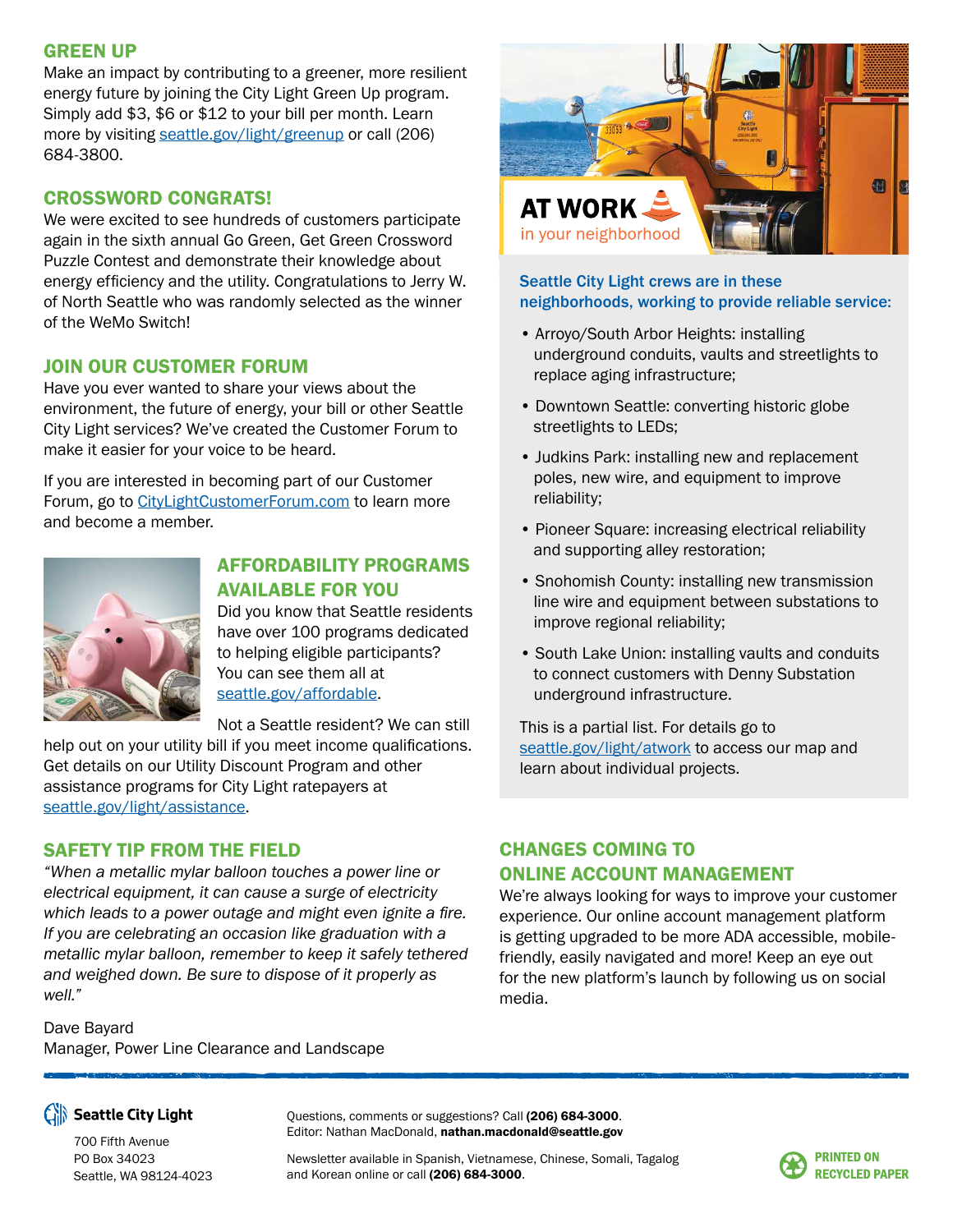## GREEN UP

Make an impact by contributing to a greener, more resilient energy future by joining the City Light Green Up program. Simply add $3, $6 or $12 to your bill per month. Learn more by visiting seattle.gov/light/greenup or call (206) 684-3800.

## CROSSWORD CONGRATS!

We were excited to see hundreds of customers participate again in the sixth annual Go Green, Get Green Crossword Puzzle Contest and demonstrate their knowledge about energy efficiency and the utility. Congratulations to Jerry W. of North Seattle who was randomly selected as the winner of the WeMo Switch!

## JOIN OUR CUSTOMER FORUM

Have you ever wanted to share your views about the environment, the future of energy, your bill or other Seattle City Light services? We've created the Customer Forum to make it easier for your voice to be heard.

If you are interested in becoming part of our Customer Forum, go to CityLightCustomerForum.com to learn more and become a member.

## AFFORDABILITY PROGRAMS AVAILABLE FOR YOU

Did you know that Seattle residents have over 100 programs dedicated to helping eligible participants? You can see them all at seattle.gov/affordable.

Not a Seattle resident? We can still help out on your utility bill if you meet income qualifications. Get details on our Utility Discount Program and other assistance programs for City Light ratepayers at seattle.gov/light/assistance.

## SAFETY TIP FROM THE FIELD

*"When a metallic mylar balloon touches a power line or electrical equipment, it can cause a surge of electricity which leads to a power outage and might even ignite a fire. If you are celebrating an occasion like graduation with a metallic mylar balloon, remember to keep it safely tethered and weighed down. Be sure to dispose of it properly as well."*

Dave Bayard
Manager, Power Line Clearance and Landscape

## AT WORK in your neighborhood

**Seattle City Light crews are in these neighborhoods, working to provide reliable service:**

- Arroyo/South Arbor Heights: installing underground conduits, vaults and streetlights to replace aging infrastructure;
- Downtown Seattle: converting historic globe streetlights to LEDs;
- Judkins Park: installing new and replacement poles, new wire, and equipment to improve reliability;
- Pioneer Square: increasing electrical reliability and supporting alley restoration;
- Snohomish County: installing new transmission line wire and equipment between substations to improve regional reliability;
- South Lake Union: installing vaults and conduits to connect customers with Denny Substation underground infrastructure.

This is a partial list. For details go to seattle.gov/light/atwork to access our map and learn about individual projects.

## CHANGES COMING TO ONLINE ACCOUNT MANAGEMENT

We're always looking for ways to improve your customer experience. Our online account management platform is getting upgraded to be more ADA accessible, mobile-friendly, easily navigated and more! Keep an eye out for the new platform's launch by following us on social media.

---

**Seattle City Light**
700 Fifth Avenue
PO Box 34023
Seattle, WA 98124-4023

Questions, comments or suggestions? Call **(206) 684-3000**.
Editor: Nathan MacDonald, **nathan.macdonald@seattle.gov**

Newsletter available in Spanish, Vietnamese, Chinese, Somali, Tagalog and Korean online or call **(206) 684-3000**.

PRINTED ON RECYCLED PAPER